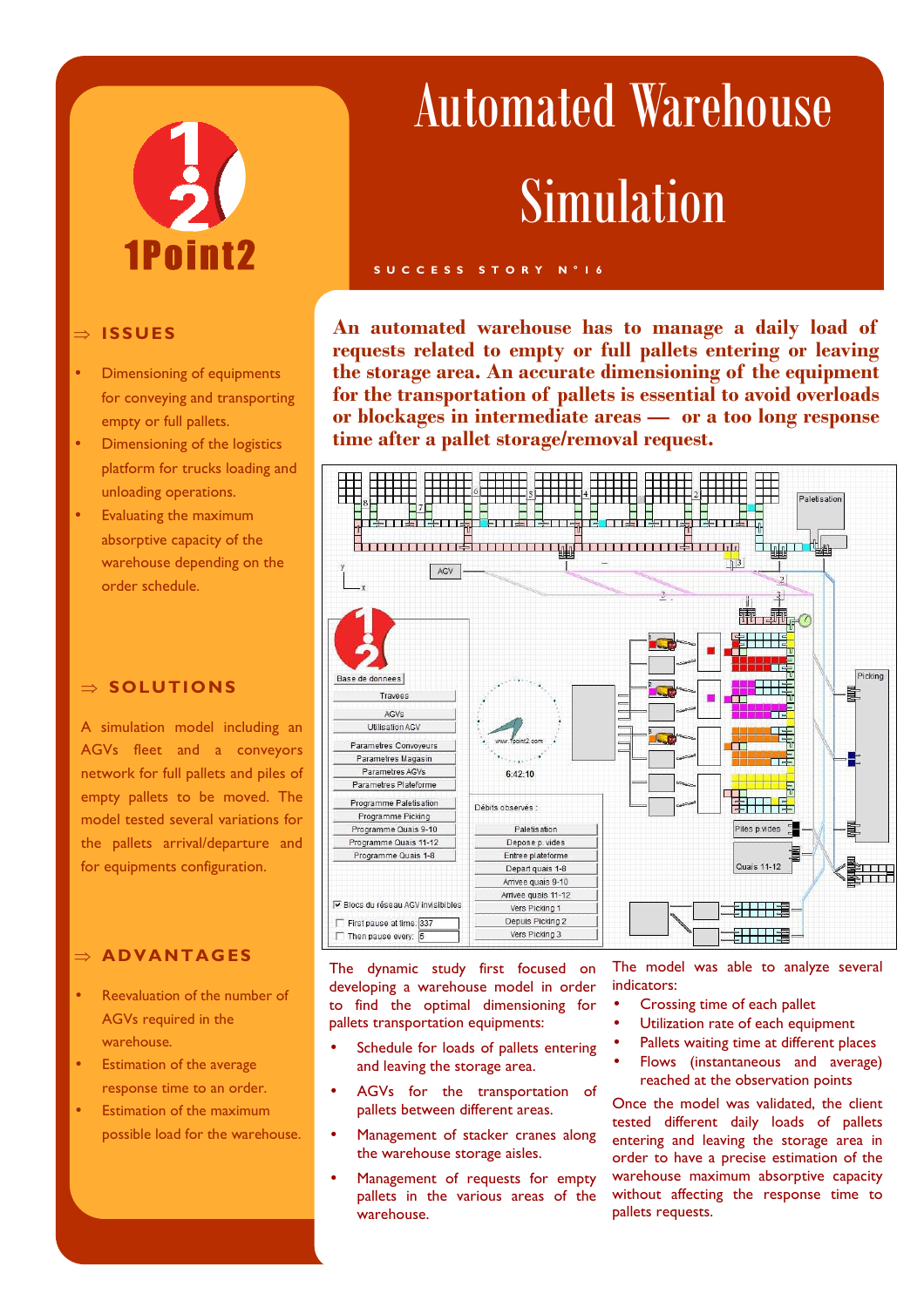1Point2

# Automated Warehouse Simulation

SUCCESS STORY N°16

**An automated warehouse has to manage a daily load of requests related to empty or full pallets entering or leaving the storage area. An accurate dimensioning of the equipment for the transportation of pallets is essential to avoid overloads or blockages in intermediate areas — or a too long response time after a pallet storage/removal request.**

## ⇒ ISSUES

- Dimensioning of equipments for conveying and transporting empty or full pallets.
- Dimensioning of the logistics platform for trucks loading and unloading operations.
- Evaluating the maximum absorptive capacity of the warehouse depending on the order schedule.

## ⇒ SOLUTIONS

A simulation model including an AGVs fleet and a conveyors network for full pallets and piles of empty pallets to be moved. The model tested several variations for the pallets arrival/departure and for equipments configuration.

## ⇒ ADVANTAGES

- Reevaluation of the number of AGVs required in the warehouse.
- Estimation of the average response time to an order.
- Estimation of the maximum possible load for the warehouse.

The dynamic study first focused on developing a warehouse model in order to find the optimal dimensioning for pallets transportation equipments:

- Schedule for loads of pallets entering and leaving the storage area.
- AGVs for the transportation of pallets between different areas.
- Management of stacker cranes along the warehouse storage aisles.
- Management of requests for empty pallets in the various areas of the warehouse.

The model was able to analyze several indicators:

- Crossing time of each pallet
- Utilization rate of each equipment
- Pallets waiting time at different places
- Flows (instantaneous and average) reached at the observation points

Once the model was validated, the client tested different daily loads of pallets entering and leaving the storage area in order to have a precise estimation of the warehouse maximum absorptive capacity without affecting the response time to pallets requests.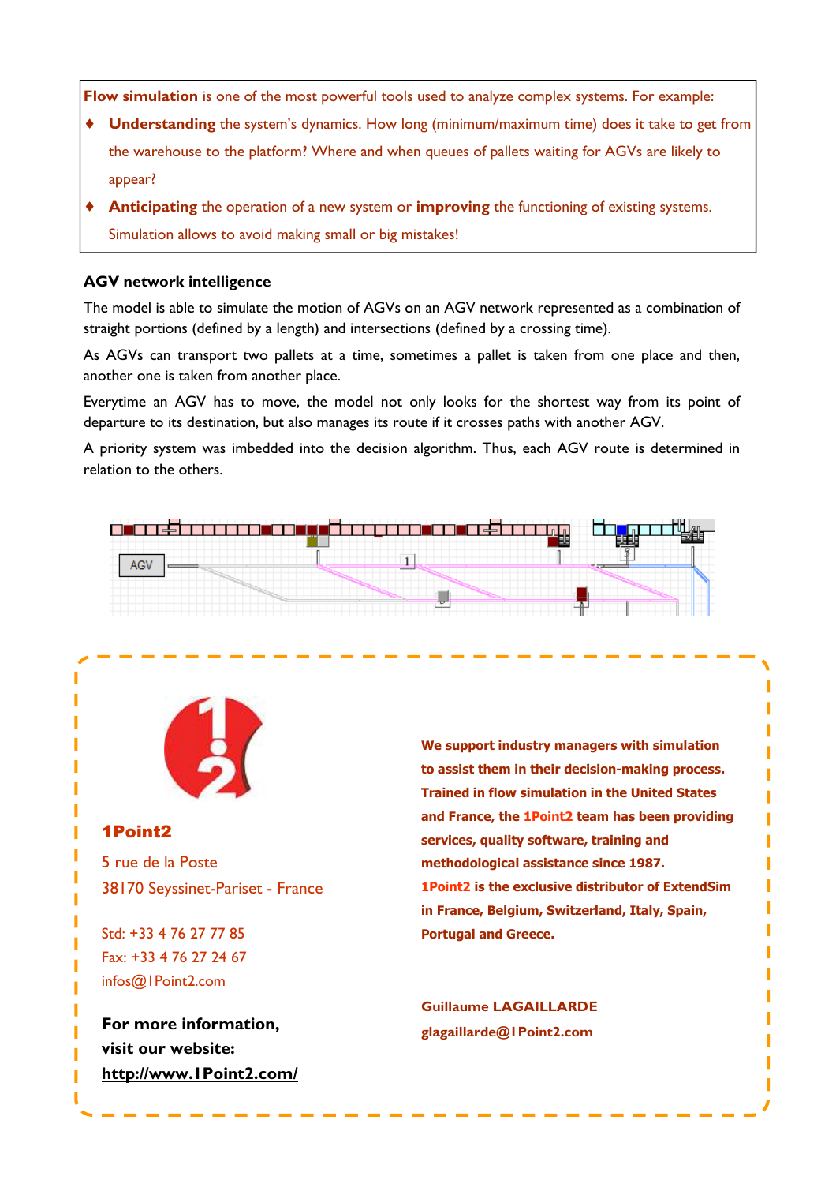**Flow simulation** is one of the most powerful tools used to analyze complex systems. For example:

- **Understanding** the system's dynamics. How long (minimum/maximum time) does it take to get from the warehouse to the platform? Where and when queues of pallets waiting for AGVs are likely to appear?
- **Anticipating** the operation of a new system or **improving** the functioning of existing systems. Simulation allows to avoid making small or big mistakes!

### AGV network intelligence

The model is able to simulate the motion of AGVs on an AGV network represented as a combination of straight portions (defined by a length) and intersections (defined by a crossing time).

As AGVs can transport two pallets at a time, sometimes a pallet is taken from one place and then, another one is taken from another place.

Everytime an AGV has to move, the model not only looks for the shortest way from its point of departure to its destination, but also manages its route if it crosses paths with another AGV.

A priority system was imbedded into the decision algorithm. Thus, each AGV route is determined in relation to the others.

AGV

1

**1Point2**

5 rue de la Poste

38170 Seyssinet-Pariset - France

Std: +33 4 76 27 77 85

Fax: +33 4 76 27 24 67

infos@1Point2.com

**For more information, visit our website:**

**http://www.1Point2.com/**

**We support industry managers with simulation to assist them in their decision-making process. Trained in flow simulation in the United States and France, the 1Point2 team has been providing services, quality software, training and methodological assistance since 1987.**

**1Point2 is the exclusive distributor of ExtendSim in France, Belgium, Switzerland, Italy, Spain, Portugal and Greece.**

**Guillaume LAGAILLARDE**

**glagaillarde@1Point2.com**